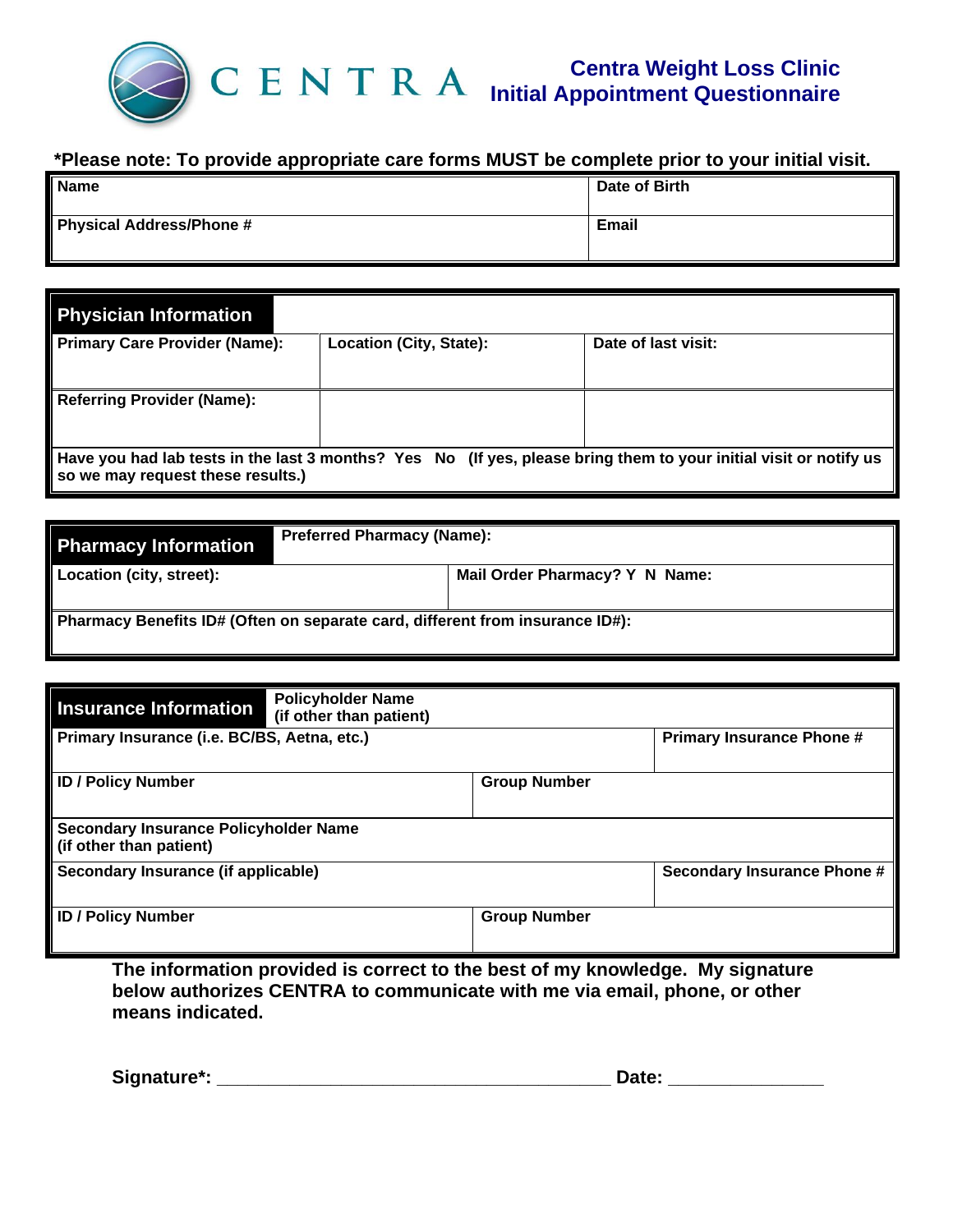CENTRA

# Centra Weight Loss Clinic
## Initial Appointment Questionnaire

**\*Please note: To provide appropriate care forms MUST be complete prior to your initial visit.**

| Name | Date of Birth |
|---|---|
| **Physical Address/Phone #** | **Email** |

| **Physician Information** | | |
|---|---|---|
| **Primary Care Provider (Name):** | **Location (City, State):** | **Date of last visit:** |
| **Referring Provider (Name):** | | |
| **Have you had lab tests in the last 3 months? Yes No (If yes, please bring them to your initial visit or notify us so we may request these results.)** | | |

| **Pharmacy Information** | **Preferred Pharmacy (Name):** |
|---|---|
| **Location (city, street):** | **Mail Order Pharmacy? Y N Name:** |
| **Pharmacy Benefits ID# (Often on separate card, different from insurance ID#):** | |

| **Insurance Information** | **Policyholder Name (if other than patient)** | |
|---|---|---|
| **Primary Insurance (i.e. BC/BS, Aetna, etc.)** | | **Primary Insurance Phone #** |
| **ID / Policy Number** | **Group Number** | |
| **Secondary Insurance Policyholder Name (if other than patient)** | | |
| **Secondary Insurance (if applicable)** | | **Secondary Insurance Phone #** |
| **ID / Policy Number** | **Group Number** | |

**The information provided is correct to the best of my knowledge. My signature below authorizes CENTRA to communicate with me via email, phone, or other means indicated.**

**Signature\*:** ____________________________________ **Date:** ______________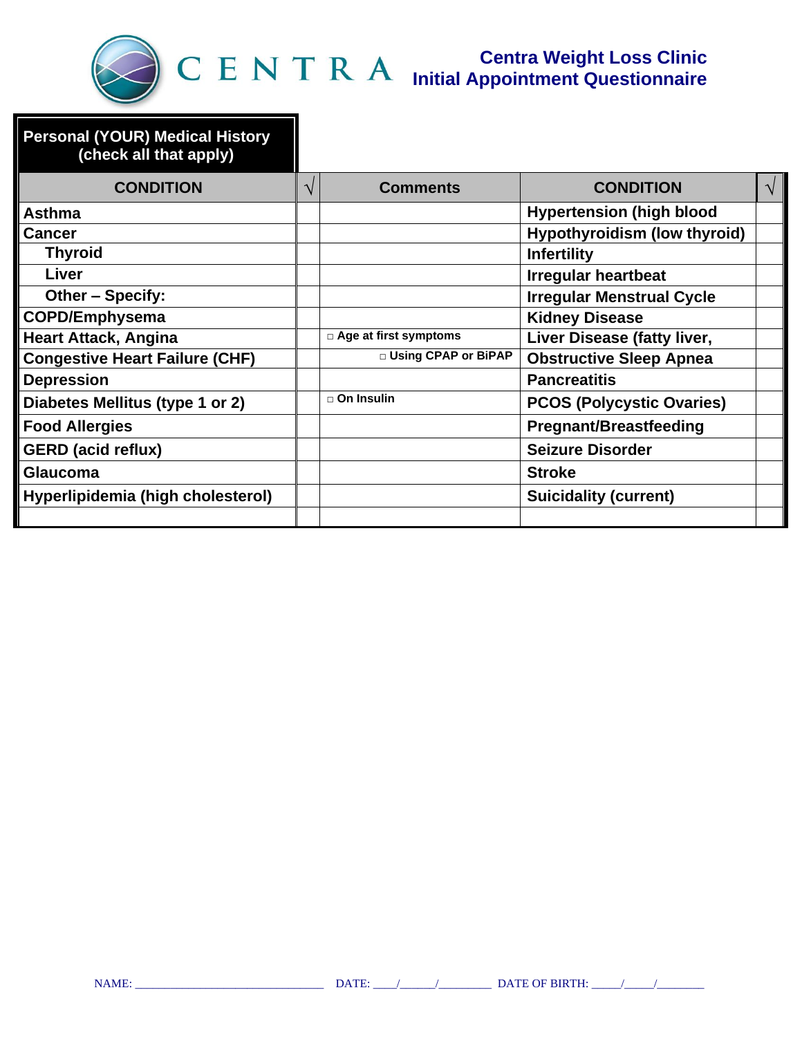CENTRA

**Centra Weight Loss Clinic**
**Initial Appointment Questionnaire**

## Personal (YOUR) Medical History (check all that apply)

| CONDITION | √ | Comments | CONDITION | √ |
|---|---|---|---|---|
| Asthma | | | Hypertension (high blood | |
| Cancer | | | Hypothyroidism (low thyroid) | |
| Thyroid | | | Infertility | |
| Liver | | | Irregular heartbeat | |
| Other – Specify: | | | Irregular Menstrual Cycle | |
| COPD/Emphysema | | | Kidney Disease | |
| Heart Attack, Angina | | □ Age at first symptoms | Liver Disease (fatty liver, | |
| Congestive Heart Failure (CHF) | | □ Using CPAP or BiPAP | Obstructive Sleep Apnea | |
| Depression | | | Pancreatitis | |
| Diabetes Mellitus (type 1 or 2) | | □ On Insulin | PCOS (Polycystic Ovaries) | |
| Food Allergies | | | Pregnant/Breastfeeding | |
| GERD (acid reflux) | | | Seizure Disorder | |
| Glaucoma | | | Stroke | |
| Hyperlipidemia (high cholesterol) | | | Suicidality (current) | |
| | | | | |

NAME: ______________________________ DATE: ____/______/________ DATE OF BIRTH: _____/_____/________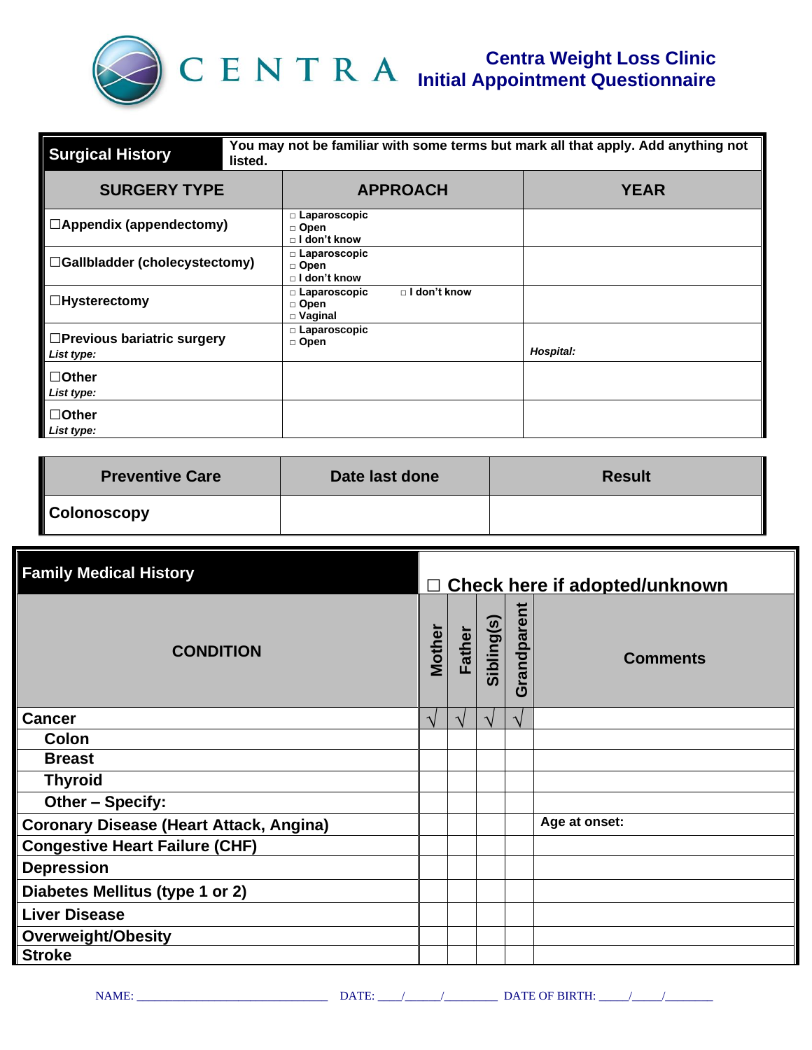# Centra Weight Loss Clinic
## Initial Appointment Questionnaire

| **Surgical History** | You may not be familiar with some terms but mark all that apply. Add anything not listed. | |
|---|---|---|
| **SURGERY TYPE** | **APPROACH** | **YEAR** |
| ☐Appendix (appendectomy) | □ Laparoscopic<br>□ Open<br>□ I don't know | |
| ☐Gallbladder (cholecystectomy) | □ Laparoscopic<br>□ Open<br>□ I don't know | |
| ☐Hysterectomy | □ Laparoscopic □ I don't know<br>□ Open<br>□ Vaginal | |
| ☐Previous bariatric surgery<br>*List type:* | □ Laparoscopic<br>□ Open | *Hospital:* |
| ☐Other<br>*List type:* | | |
| ☐Other<br>*List type:* | | |

| Preventive Care | Date last done | Result |
|---|---|---|
| Colonoscopy | | |

| **Family Medical History** | ☐ Check here if adopted/unknown | | | | |
|---|---|---|---|---|---|
| **CONDITION** | **Mother** | **Father** | **Sibling(s)** | **Grandparent** | **Comments** |
| Cancer | √ | √ | √ | √ | |
| Colon | | | | | |
| Breast | | | | | |
| Thyroid | | | | | |
| Other – Specify: | | | | | |
| Coronary Disease (Heart Attack, Angina) | | | | | Age at onset: |
| Congestive Heart Failure (CHF) | | | | | |
| Depression | | | | | |
| Diabetes Mellitus (type 1 or 2) | | | | | |
| Liver Disease | | | | | |
| Overweight/Obesity | | | | | |
| Stroke | | | | | |

NAME: ______________________________ DATE: ____/______/________ DATE OF BIRTH: _____/_____/________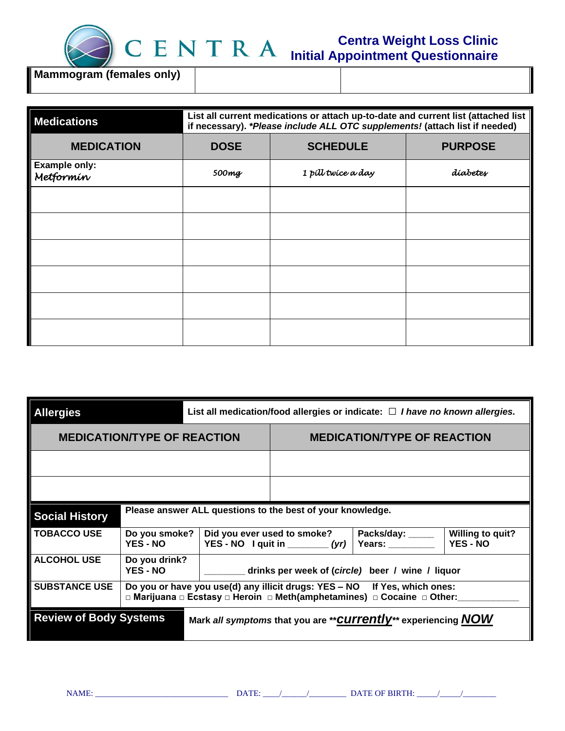# Centra Weight Loss Clinic
## Initial Appointment Questionnaire

| Mammogram (females only) | | |
|---|---|---|

| **Medications** | List all current medications or attach up-to-date and current list (attached list if necessary). ***Please include ALL OTC supplements!*** (attach list if needed) | | |
|---|---|---|---|
| **MEDICATION** | **DOSE** | **SCHEDULE** | **PURPOSE** |
| **Example only:** *Metformin* | *500mg* | *1 pill twice a day* | *diabetes* |
| | | | |
| | | | |
| | | | |
| | | | |
| | | | |
| | | | |

| **Allergies** | List all medication/food allergies or indicate: ☐ ***I have no known allergies.*** |
|---|---|
| **MEDICATION/TYPE OF REACTION** | **MEDICATION/TYPE OF REACTION** |
| | |
| | |

| **Social History** | Please answer ALL questions to the best of your knowledge. | | | |
|---|---|---|---|---|
| **TOBACCO USE** | Do you smoke? YES - NO | Did you ever used to smoke? YES - NO I quit in ________ *(yr)* | Packs/day: _____ Years: _________ | Willing to quit? YES - NO |
| **ALCOHOL USE** | Do you drink? YES - NO | ________ drinks per week of (*circle*) beer / wine / liquor | | |
| **SUBSTANCE USE** | Do you or have you use(d) any illicit drugs: YES – NO If Yes, which ones: □ Marijuana □ Ecstasy □ Heroin □ Meth(amphetamines) □ Cocaine □ Other:____________ | | | |

| **Review of Body Systems** | Mark ***all symptoms*** that you are \*\***currently**\*\* experiencing ***NOW*** |
|---|---|

NAME: ________________________________ DATE: ____/______/_________ DATE OF BIRTH: _____/_____/________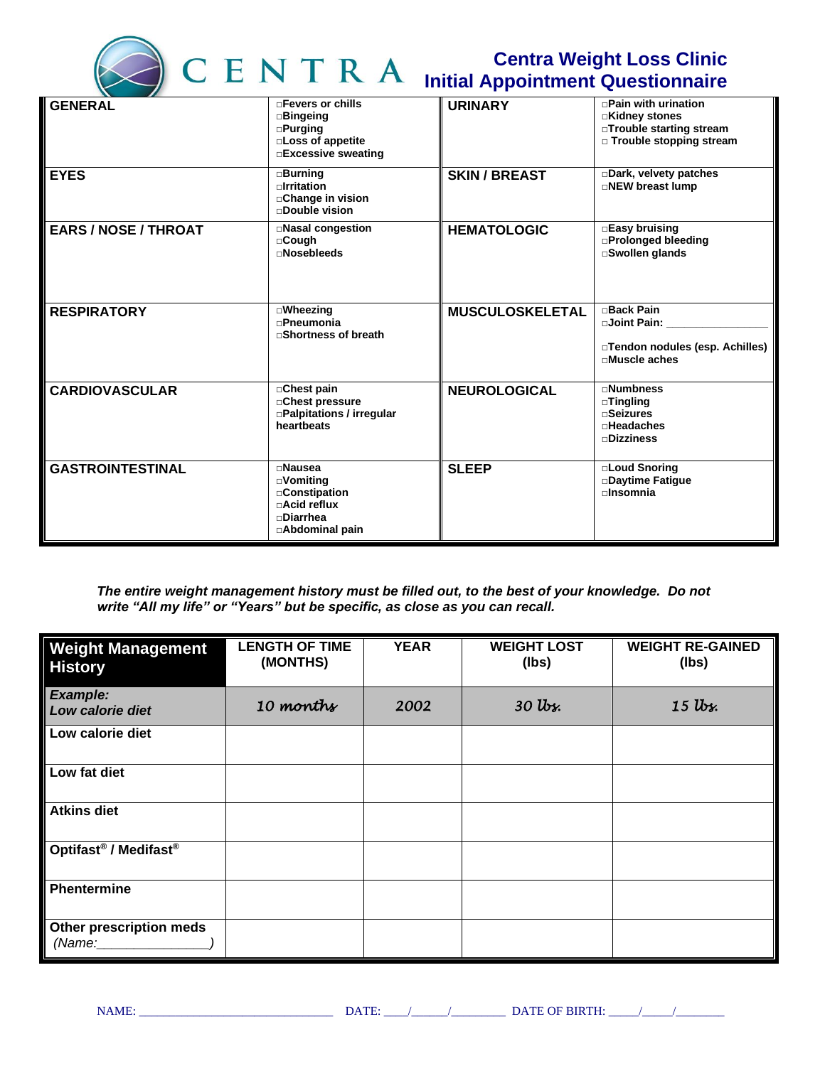# Centra Weight Loss Clinic
## Initial Appointment Questionnaire

| | | | |
|---|---|---|---|
| **GENERAL** | □Fevers or chills<br>□Bingeing<br>□Purging<br>□Loss of appetite<br>□Excessive sweating | **URINARY** | □Pain with urination<br>□Kidney stones<br>□Trouble starting stream<br>□ Trouble stopping stream |
| **EYES** | □Burning<br>□Irritation<br>□Change in vision<br>□Double vision | **SKIN / BREAST** | □Dark, velvety patches<br>□NEW breast lump |
| **EARS / NOSE / THROAT** | □Nasal congestion<br>□Cough<br>□Nosebleeds | **HEMATOLOGIC** | □Easy bruising<br>□Prolonged bleeding<br>□Swollen glands |
| **RESPIRATORY** | □Wheezing<br>□Pneumonia<br>□Shortness of breath | **MUSCULOSKELETAL** | □Back Pain<br>□Joint Pain: ________________<br>□Tendon nodules (esp. Achilles)<br>□Muscle aches |
| **CARDIOVASCULAR** | □Chest pain<br>□Chest pressure<br>□Palpitations / irregular heartbeats | **NEUROLOGICAL** | □Numbness<br>□Tingling<br>□Seizures<br>□Headaches<br>□Dizziness |
| **GASTROINTESTINAL** | □Nausea<br>□Vomiting<br>□Constipation<br>□Acid reflux<br>□Diarrhea<br>□Abdominal pain | **SLEEP** | □Loud Snoring<br>□Daytime Fatigue<br>□Insomnia |

***The entire weight management history must be filled out, to the best of your knowledge. Do not write "All my life" or "Years" but be specific, as close as you can recall.***

| **Weight Management History** | **LENGTH OF TIME (MONTHS)** | **YEAR** | **WEIGHT LOST (lbs)** | **WEIGHT RE-GAINED (lbs)** |
|---|---|---|---|---|
| ***Example:*** **Low calorie diet** | *10 months* | *2002* | *30 lbs.* | *15 lbs.* |
| **Low calorie diet** | | | | |
| **Low fat diet** | | | | |
| **Atkins diet** | | | | |
| **Optifast® / Medifast®** | | | | |
| **Phentermine** | | | | |
| **Other prescription meds** *(Name:________________)* | | | | |

NAME: ________________________________ DATE: ____/______/_________ DATE OF BIRTH: _____/_____/________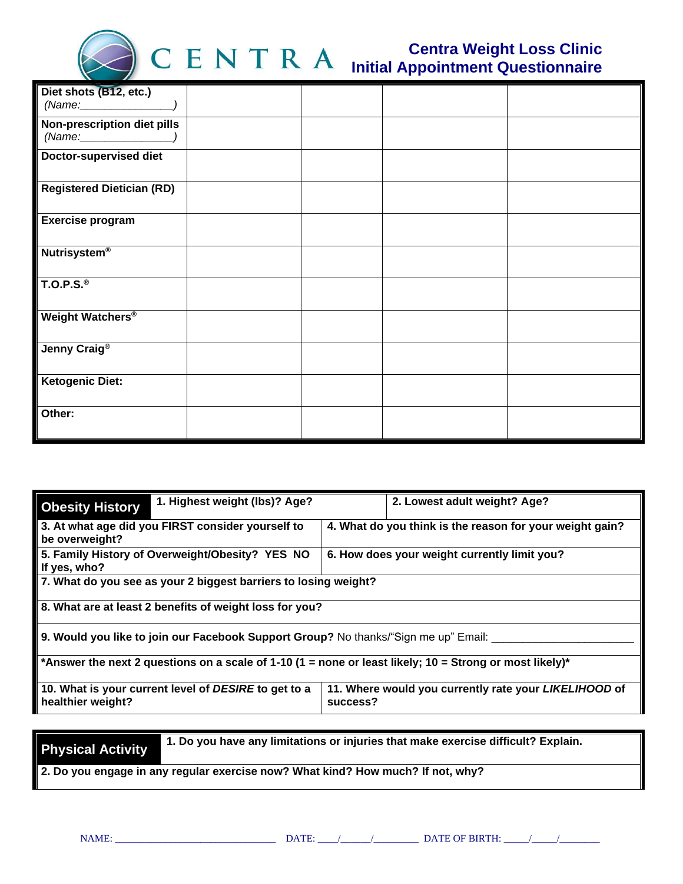# Centra Weight Loss Clinic
## Initial Appointment Questionnaire

| | | | | |
|---|---|---|---|---|
| **Diet shots (B12, etc.)** *(Name:_______________)* | | | | |
| **Non-prescription diet pills** *(Name:_______________)* | | | | |
| **Doctor-supervised diet** | | | | |
| **Registered Dietician (RD)** | | | | |
| **Exercise program** | | | | |
| **Nutrisystem®** | | | | |
| **T.O.P.S.®** | | | | |
| **Weight Watchers®** | | | | |
| **Jenny Craig®** | | | | |
| **Ketogenic Diet:** | | | | |
| **Other:** | | | | |

| **Obesity History** | **1. Highest weight (lbs)? Age?** | **2. Lowest adult weight? Age?** |
|---|---|---|
| **3. At what age did you FIRST consider yourself to be overweight?** | | **4. What do you think is the reason for your weight gain?** |
| **5. Family History of Overweight/Obesity? YES NO If yes, who?** | | **6. How does your weight currently limit you?** |
| **7. What do you see as your 2 biggest barriers to losing weight?** | | |
| **8. What are at least 2 benefits of weight loss for you?** | | |
| **9. Would you like to join our Facebook Support Group?** No thanks/"Sign me up" Email: ______________________ | | |
| **\*Answer the next 2 questions on a scale of 1-10 (1 = none or least likely; 10 = Strong or most likely)\*** | | |
| **10. What is your current level of *DESIRE* to get to a healthier weight?** | | **11. Where would you currently rate your *LIKELIHOOD* of success?** |

| **Physical Activity** | **1. Do you have any limitations or injuries that make exercise difficult? Explain.** |
|---|---|
| **2. Do you engage in any regular exercise now? What kind? How much? If not, why?** | |

NAME: ______________________________ DATE: ____/_____/________ DATE OF BIRTH: _____/_____/________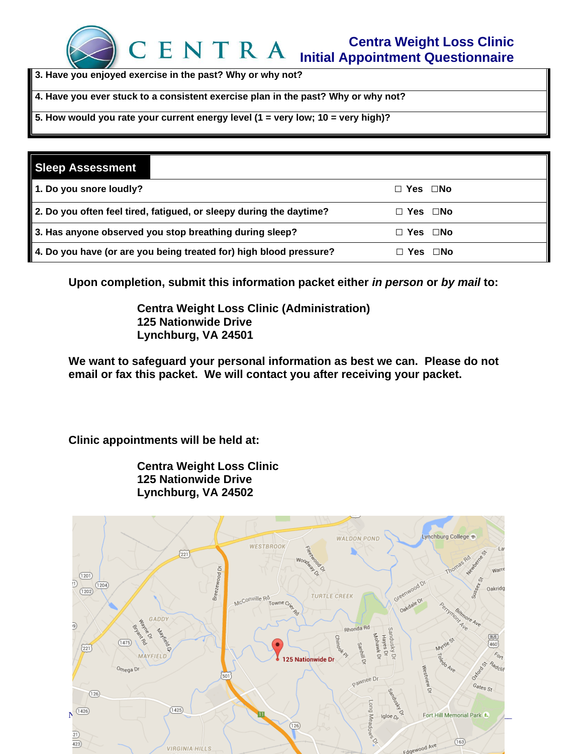3. Have you enjoyed exercise in the past? Why or why not?

4. Have you ever stuck to a consistent exercise plan in the past? Why or why not?

5. How would you rate your current energy level (1 = very low; 10 = very high)?

| Sleep Assessment | |
|---|---|
| 1. Do you snore loudly? | ☐ Yes ☐No |
| 2. Do you often feel tired, fatigued, or sleepy during the daytime? | ☐ Yes ☐No |
| 3. Has anyone observed you stop breathing during sleep? | ☐ Yes ☐No |
| 4. Do you have (or are you being treated for) high blood pressure? | ☐ Yes ☐No |

**Upon completion, submit this information packet either *in person* or *by mail* to:**

**Centra Weight Loss Clinic (Administration)**
**125 Nationwide Drive**
**Lynchburg, VA 24501**

**We want to safeguard your personal information as best we can. Please do not email or fax this packet. We will contact you after receiving your packet.**

**Clinic appointments will be held at:**

**Centra Weight Loss Clinic**
**125 Nationwide Drive**
**Lynchburg, VA 24502**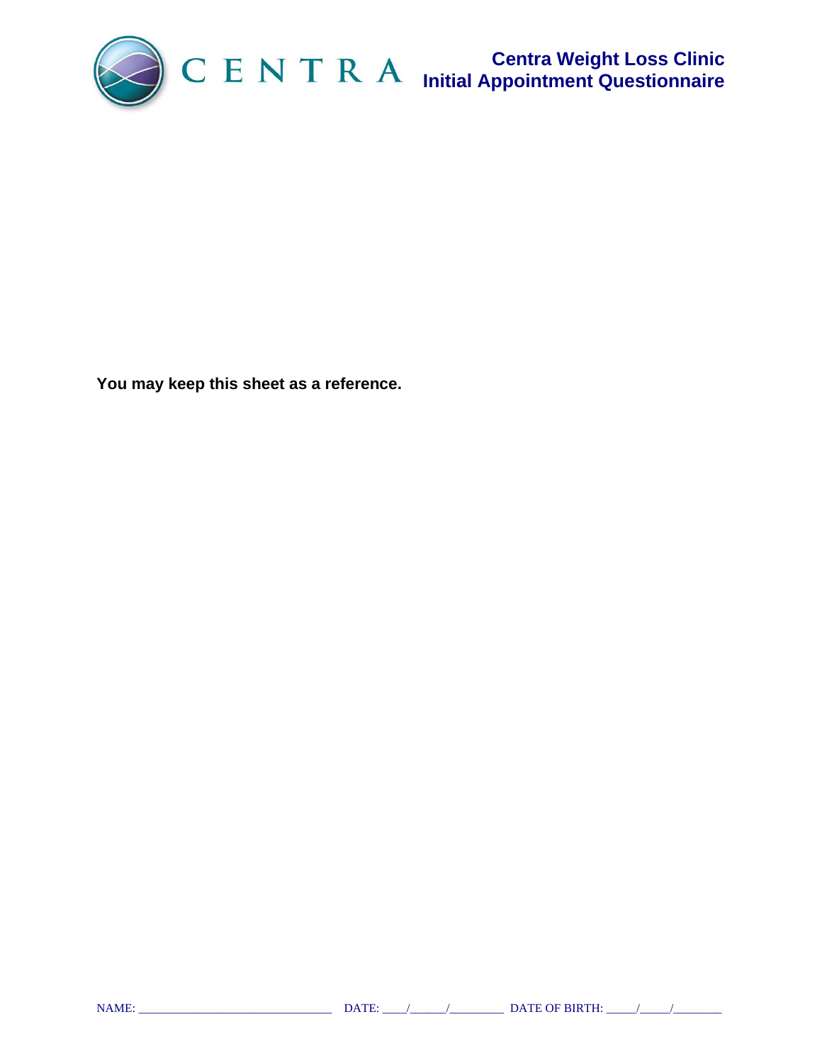**You may keep this sheet as a reference.**